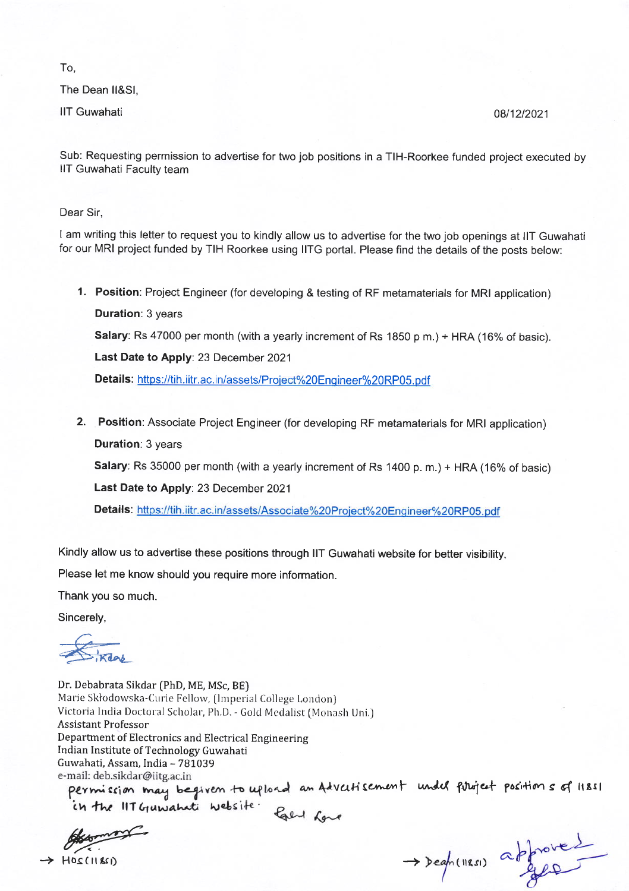To,

The Dean II&SI,

IIT Guwahati

08/12/2021

Sub: Requesting permission to advertise for two job positions in a TIH-Roorkee funded project executed by IIT Guwahati Faculty team

Dear Sir,

I am writing this letter to request you to kindly allow us to advertise for the two job openings at IIT Guwahati for our MRI project funded by TIH Roorkee using IITG portal. Please find the details of the posts below:

1. **Position**: Project Engineer (for developing & testing of RF metamaterials for MRI application)

   **Duration**: 3 years

   **Salary**: Rs 47000 per month (with a yearly increment of Rs 1850 p m.) + HRA (16% of basic).

   **Last Date to Apply**: 23 December 2021

   **Details:** https://tih.iitr.ac.in/assets/Project%20Engineer%20RP05.pdf

2. **Position**: Associate Project Engineer (for developing RF metamaterials for MRI application)

   **Duration**: 3 years

   **Salary**: Rs 35000 per month (with a yearly increment of Rs 1400 p. m.) + HRA (16% of basic)

   **Last Date to Apply**: 23 December 2021

   **Details**: https://tih.iitr.ac.in/assets/Associate%20Project%20Engineer%20RP05.pdf

Kindly allow us to advertise these positions through IIT Guwahati website for better visibility.

Please let me know should you require more information.

Thank you so much.

Sincerely,

Dr. Debabrata Sikdar (PhD, ME, MSc, BE)
Marie Skłodowska-Curie Fellow, (Imperial College London)
Victoria India Doctoral Scholar, Ph.D. - Gold Medalist (Monash Uni.)
Assistant Professor
Department of Electronics and Electrical Engineering
Indian Institute of Technology Guwahati
Guwahati, Assam, India – 781039
e-mail: deb.sikdar@iitg.ac.in

Permission may be given to upload an Advertisement under project positions of II&SI in the IIT Guwahati website.

→ HOS (II&SI)

→ Dean (II&SI) approved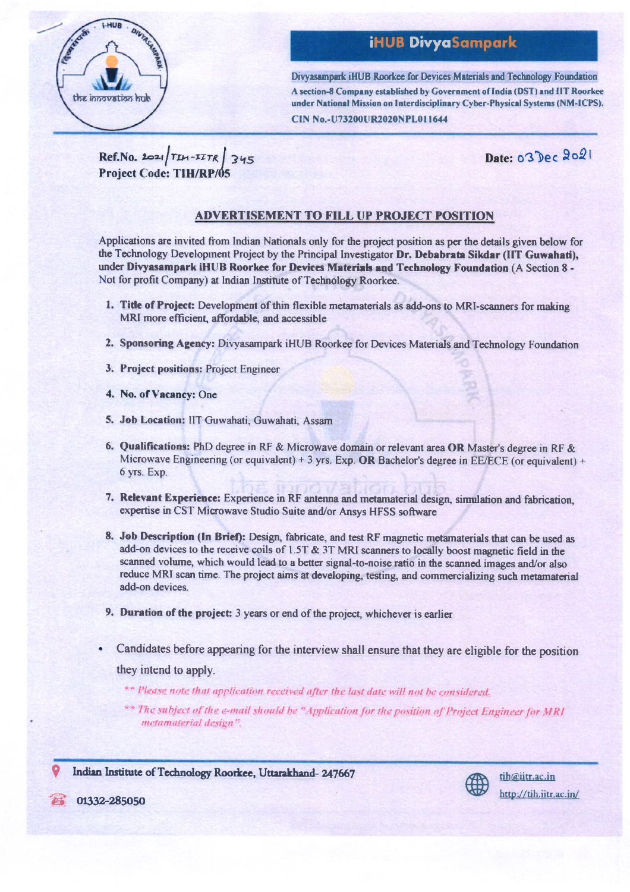## iHUB DivyaSampark

**Divyasampark iHUB Roorkee for Devices Materials and Technology Foundation**
**A section-8 Company established by Government of India (DST) and IIT Roorkee under National Mission on Interdisciplinary Cyber-Physical Systems (NM-ICPS).**
**CIN No.-U73200UR2020NPL011644**

**Ref.No.** 2021/TIH-IITR/345
**Project Code: TIH/RP/05**

**Date:** 03 Dec 2021

### ADVERTISEMENT TO FILL UP PROJECT POSITION

Applications are invited from Indian Nationals only for the project position as per the details given below for the Technology Development Project by the Principal Investigator **Dr. Debabrata Sikdar (IIT Guwahati),** under **Divyasampark iHUB Roorkee for Devices Materials and Technology Foundation** (A Section 8 - Not for profit Company) at Indian Institute of Technology Roorkee.

1. **Title of Project:** Development of thin flexible metamaterials as add-ons to MRI-scanners for making MRI more efficient, affordable, and accessible
2. **Sponsoring Agency:** Divyasampark iHUB Roorkee for Devices Materials and Technology Foundation
3. **Project positions:** Project Engineer
4. **No. of Vacancy:** One
5. **Job Location:** IIT Guwahati, Guwahati, Assam
6. **Qualifications:** PhD degree in RF & Microwave domain or relevant area **OR** Master's degree in RF & Microwave Engineering (or equivalent) + 3 yrs. Exp. **OR** Bachelor's degree in EE/ECE (or equivalent) + 6 yrs. Exp.
7. **Relevant Experience:** Experience in RF antenna and metamaterial design, simulation and fabrication, expertise in CST Microwave Studio Suite and/or Ansys HFSS software
8. **Job Description (In Brief):** Design, fabricate, and test RF magnetic metamaterials that can be used as add-on devices to the receive coils of 1.5T & 3T MRI scanners to locally boost magnetic field in the scanned volume, which would lead to a better signal-to-noise ratio in the scanned images and/or also reduce MRI scan time. The project aims at developing, testing, and commercializing such metamaterial add-on devices.
9. **Duration of the project:** 3 years or end of the project, whichever is earlier

- Candidates before appearing for the interview shall ensure that they are eligible for the position they intend to apply.
  - *** Please note that application received after the last date will not be considered.*
  - *** The subject of the e-mail should be "Application for the position of Project Engineer for MRI metamaterial design".*

Indian Institute of Technology Roorkee, Uttarakhand- 247667
01332-285050
tih@iitr.ac.in
http://tih.iitr.ac.in/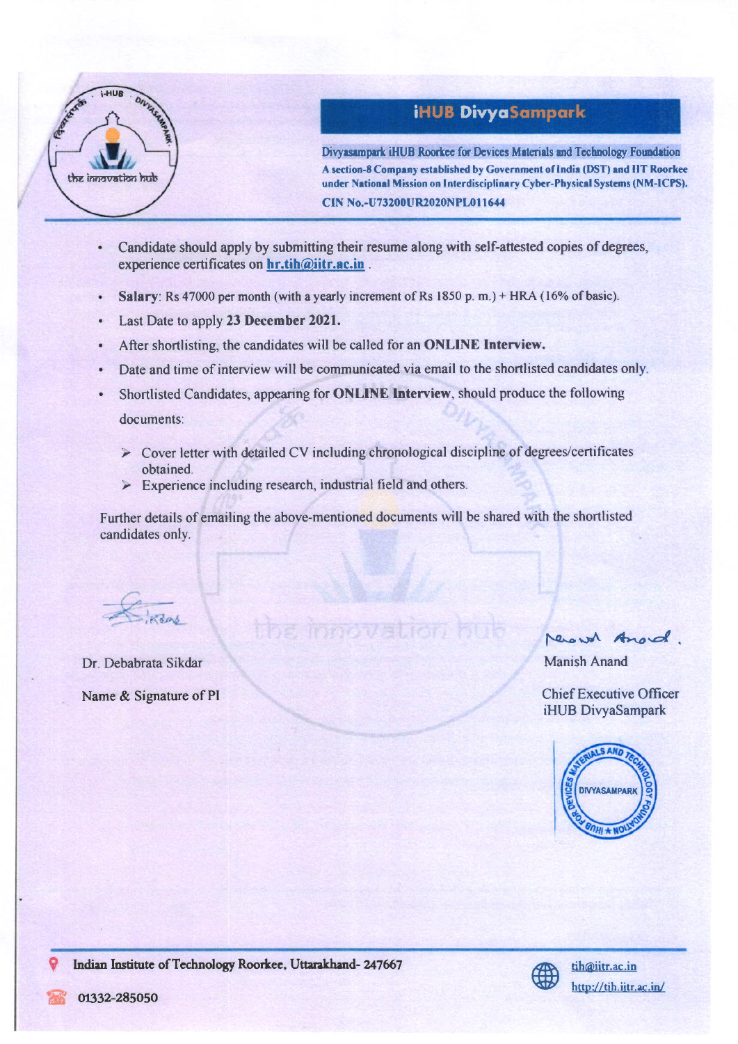## iHUB DivyaSampark

Divyasampark iHUB Roorkee for Devices Materials and Technology Foundation
**A section-8 Company established by Government of India (DST) and IIT Roorkee under National Mission on Interdisciplinary Cyber-Physical Systems (NM-ICPS).**
**CIN No.-U73200UR2020NPL011644**

- Candidate should apply by submitting their resume along with self-attested copies of degrees, experience certificates on **hr.tih@iitr.ac.in** .
- **Salary**: Rs 47000 per month (with a yearly increment of Rs 1850 p. m.) + HRA (16% of basic).
- Last Date to apply **23 December 2021.**
- After shortlisting, the candidates will be called for an **ONLINE Interview.**
- Date and time of interview will be communicated via email to the shortlisted candidates only.
- Shortlisted Candidates, appearing for **ONLINE Interview**, should produce the following documents:
  - Cover letter with detailed CV including chronological discipline of degrees/certificates obtained.
  - Experience including research, industrial field and others.

Further details of emailing the above-mentioned documents will be shared with the shortlisted candidates only.

Dr. Debabrata Sikdar

Name & Signature of PI

Manish Anand

Chief Executive Officer
iHUB DivyaSampark

Indian Institute of Technology Roorkee, Uttarakhand- 247667

01332-285050

tih@iitr.ac.in
http://tih.iitr.ac.in/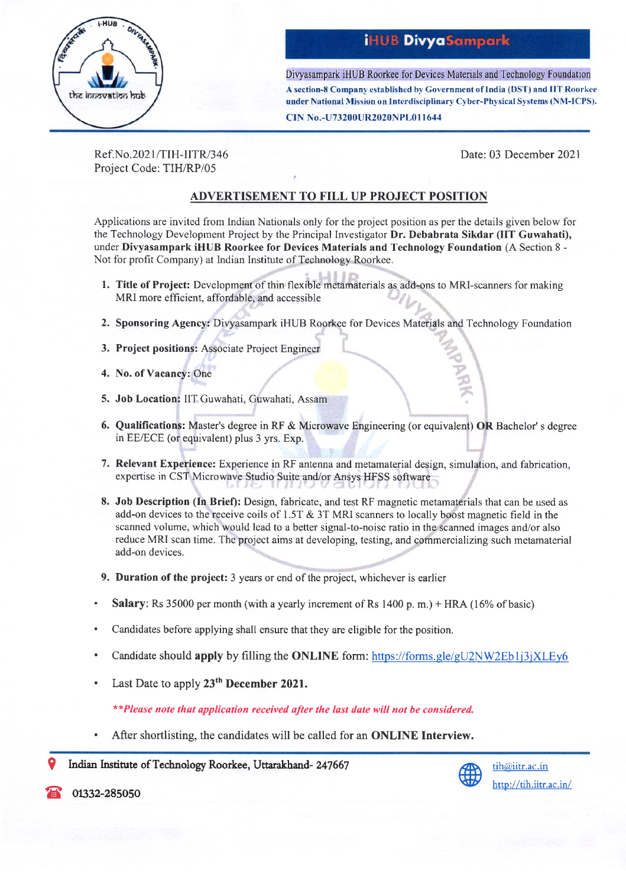**iHUB DivyaSampark**

Divyasampark iHUB Roorkee for Devices Materials and Technology Foundation

**A section-8 Company established by Government of India (DST) and IIT Roorkee under National Mission on Interdisciplinary Cyber-Physical Systems (NM-ICPS).**

**CIN No.-U73200UR2020NPL011644**

Ref.No.2021/TIH-IITR/346
Project Code: TIH/RP/05

Date: 03 December 2021

## ADVERTISEMENT TO FILL UP PROJECT POSITION

Applications are invited from Indian Nationals only for the project position as per the details given below for the Technology Development Project by the Principal Investigator **Dr. Debabrata Sikdar (IIT Guwahati),** under **Divyasampark iHUB Roorkee for Devices Materials and Technology Foundation** (A Section 8 - Not for profit Company) at Indian Institute of Technology Roorkee.

1. **Title of Project:** Development of thin flexible metamaterials as add-ons to MRI-scanners for making MRI more efficient, affordable, and accessible
2. **Sponsoring Agency:** Divyasampark iHUB Roorkee for Devices Materials and Technology Foundation
3. **Project positions:** Associate Project Engineer
4. **No. of Vacancy:** One
5. **Job Location:** IIT Guwahati, Guwahati, Assam
6. **Qualifications:** Master's degree in RF & Microwave Engineering (or equivalent) **OR** Bachelor' s degree in EE/ECE (or equivalent) plus 3 yrs. Exp.
7. **Relevant Experience:** Experience in RF antenna and metamaterial design, simulation, and fabrication, expertise in CST Microwave Studio Suite and/or Ansys HFSS software
8. **Job Description (In Brief):** Design, fabricate, and test RF magnetic metamaterials that can be used as add-on devices to the receive coils of 1.5T & 3T MRI scanners to locally boost magnetic field in the scanned volume, which would lead to a better signal-to-noise ratio in the scanned images and/or also reduce MRI scan time. The project aims at developing, testing, and commercializing such metamaterial add-on devices.
9. **Duration of the project:** 3 years or end of the project, whichever is earlier

- **Salary**: Rs 35000 per month (with a yearly increment of Rs 1400 p. m.) + HRA (16% of basic)
- Candidates before applying shall ensure that they are eligible for the position.
- Candidate should **apply** by filling the **ONLINE** form: https://forms.gle/gU2NW2Eb1j3jXLEy6
- Last Date to apply **23th December 2021.**

  ***\*\*Please note that application received after the last date will not be considered.***

- After shortlisting, the candidates will be called for an **ONLINE Interview.**

Indian Institute of Technology Roorkee, Uttarakhand- 247667

01332-285050

tih@iitr.ac.in

http://tih.iitr.ac.in/